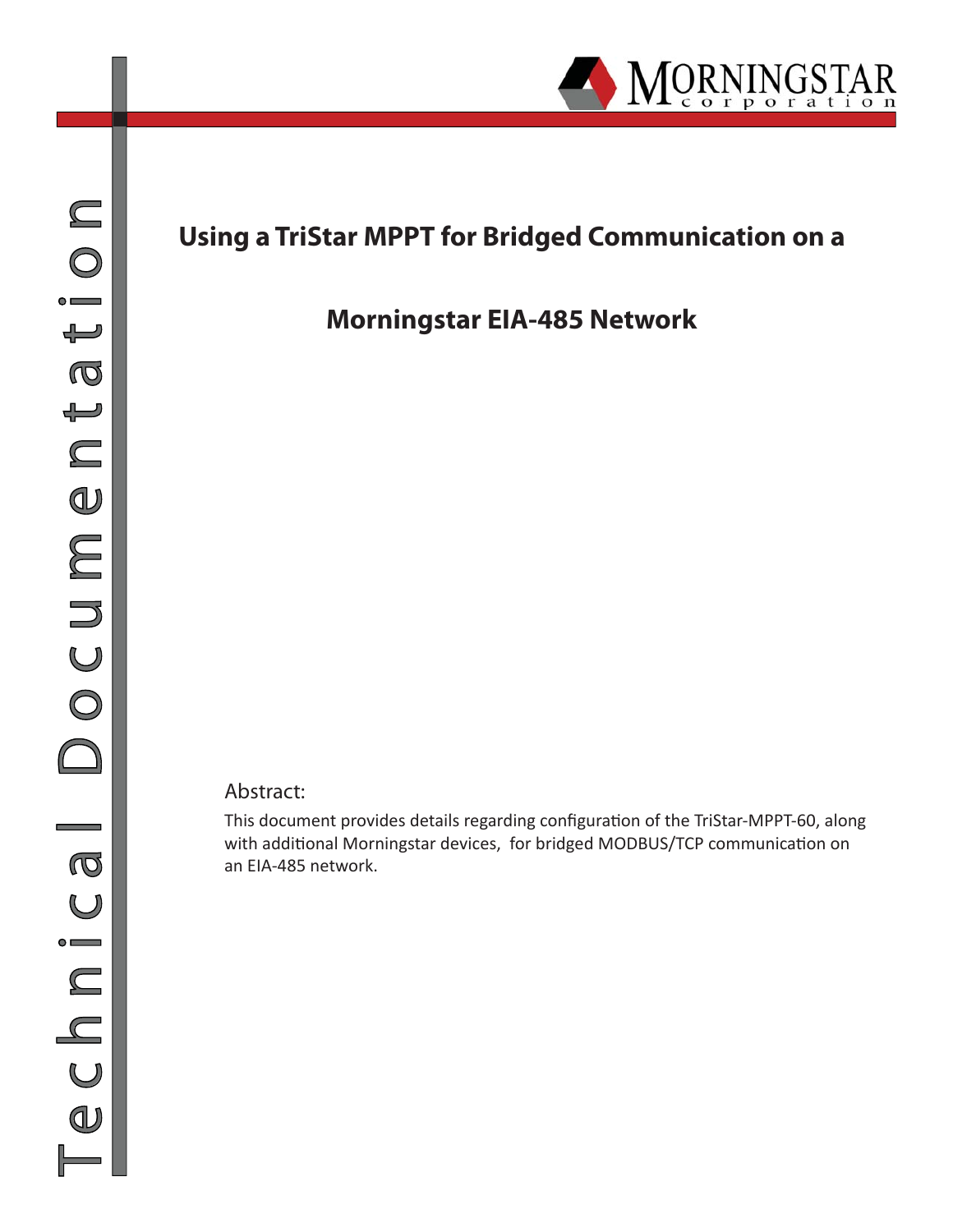# Using a TriStar MPPT for Bridged Communication on a Morningstar EIA-485 Network

Abstract:

This document provides details regarding configuration of the TriStar-MPPT-60, along with additional Morningstar devices,  for bridged MODBUS/TCP communication on an EIA-485 network.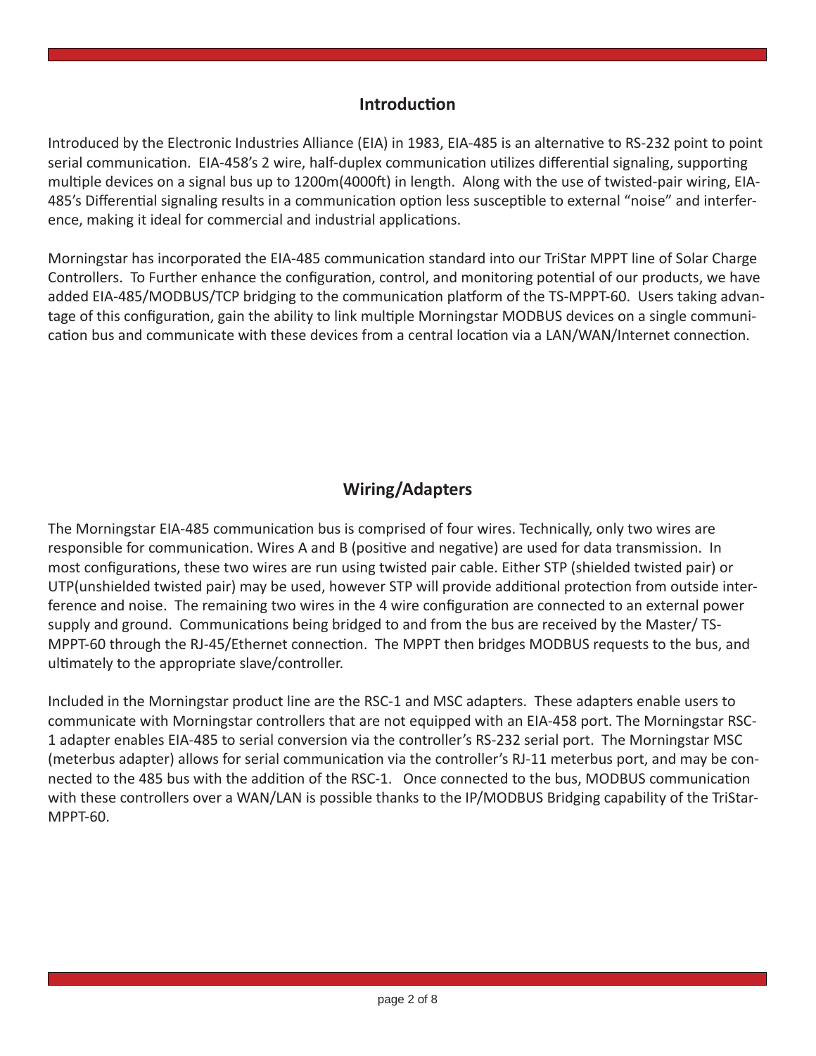## Introduction

Introduced by the Electronic Industries Alliance (EIA) in 1983, EIA-485 is an alternative to RS-232 point to point serial communication. EIA-458's 2 wire, half-duplex communication utilizes differential signaling, supporting multiple devices on a signal bus up to 1200m(4000ft) in length. Along with the use of twisted-pair wiring, EIA-485's Differential signaling results in a communication option less susceptible to external "noise" and interference, making it ideal for commercial and industrial applications.

Morningstar has incorporated the EIA-485 communication standard into our TriStar MPPT line of Solar Charge Controllers. To Further enhance the configuration, control, and monitoring potential of our products, we have added EIA-485/MODBUS/TCP bridging to the communication platform of the TS-MPPT-60. Users taking advantage of this configuration, gain the ability to link multiple Morningstar MODBUS devices on a single communication bus and communicate with these devices from a central location via a LAN/WAN/Internet connection.

## Wiring/Adapters

The Morningstar EIA-485 communication bus is comprised of four wires. Technically, only two wires are responsible for communication. Wires A and B (positive and negative) are used for data transmission. In most configurations, these two wires are run using twisted pair cable. Either STP (shielded twisted pair) or UTP(unshielded twisted pair) may be used, however STP will provide additional protection from outside interference and noise. The remaining two wires in the 4 wire configuration are connected to an external power supply and ground. Communications being bridged to and from the bus are received by the Master/ TS-MPPT-60 through the RJ-45/Ethernet connection. The MPPT then bridges MODBUS requests to the bus, and ultimately to the appropriate slave/controller.

Included in the Morningstar product line are the RSC-1 and MSC adapters. These adapters enable users to communicate with Morningstar controllers that are not equipped with an EIA-458 port. The Morningstar RSC-1 adapter enables EIA-485 to serial conversion via the controller's RS-232 serial port. The Morningstar MSC (meterbus adapter) allows for serial communication via the controller's RJ-11 meterbus port, and may be connected to the 485 bus with the addition of the RSC-1. Once connected to the bus, MODBUS communication with these controllers over a WAN/LAN is possible thanks to the IP/MODBUS Bridging capability of the TriStar-MPPT-60.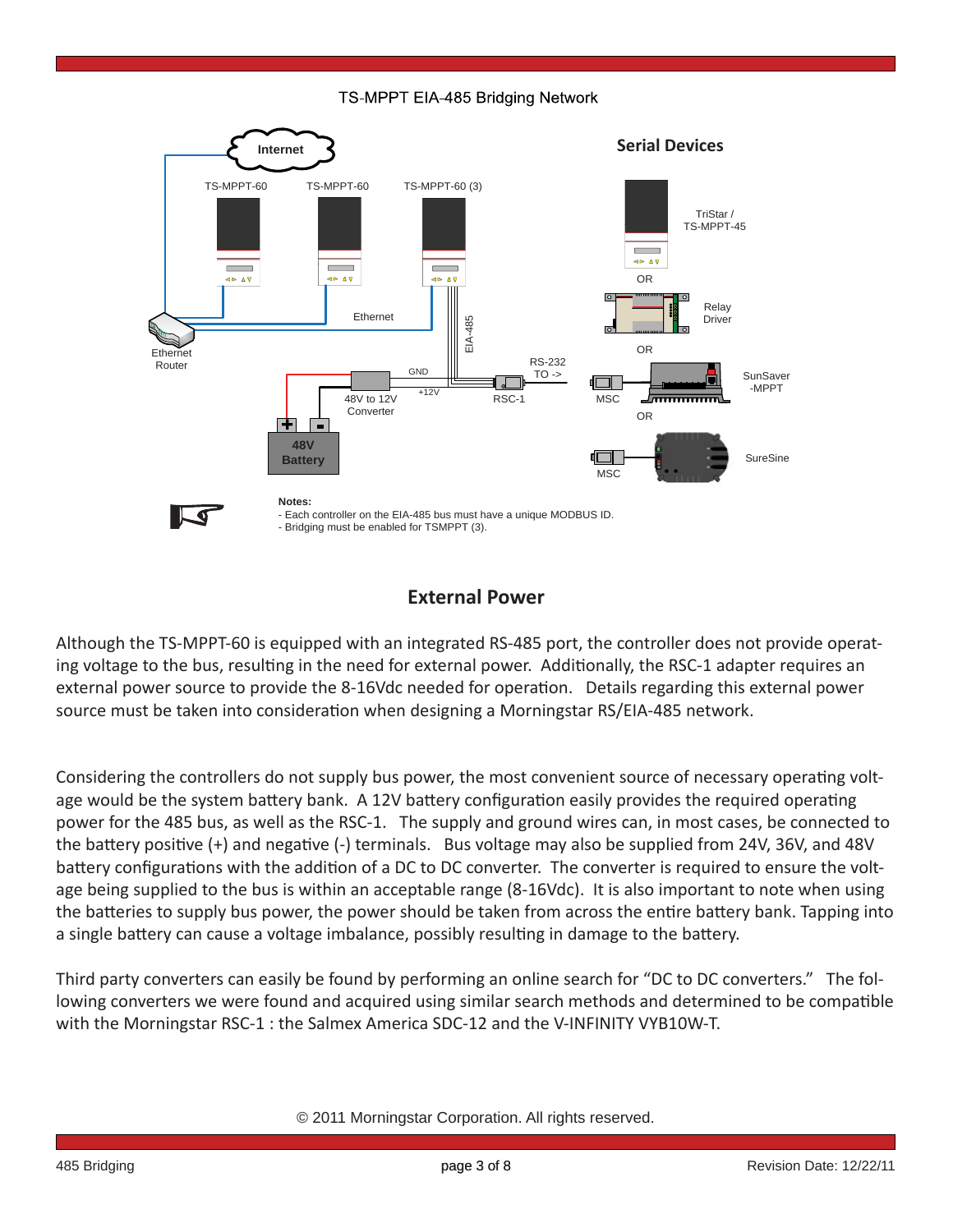TS-MPPT EIA-485 Bridging Network

**Notes:**
- Each controller on the EIA-485 bus must have a unique MODBUS ID.
- Bridging must be enabled for TSMPPT (3).

## External Power

Although the TS-MPPT-60 is equipped with an integrated RS-485 port, the controller does not provide operating voltage to the bus, resulting in the need for external power. Additionally, the RSC-1 adapter requires an external power source to provide the 8-16Vdc needed for operation. Details regarding this external power source must be taken into consideration when designing a Morningstar RS/EIA-485 network.

Considering the controllers do not supply bus power, the most convenient source of necessary operating voltage would be the system battery bank. A 12V battery configuration easily provides the required operating power for the 485 bus, as well as the RSC-1. The supply and ground wires can, in most cases, be connected to the battery positive (+) and negative (-) terminals. Bus voltage may also be supplied from 24V, 36V, and 48V battery configurations with the addition of a DC to DC converter. The converter is required to ensure the voltage being supplied to the bus is within an acceptable range (8-16Vdc). It is also important to note when using the batteries to supply bus power, the power should be taken from across the entire battery bank. Tapping into a single battery can cause a voltage imbalance, possibly resulting in damage to the battery.

Third party converters can easily be found by performing an online search for "DC to DC converters." The following converters we were found and acquired using similar search methods and determined to be compatible with the Morningstar RSC-1 : the Salmex America SDC-12 and the V-INFINITY VYB10W-T.

© 2011 Morningstar Corporation. All rights reserved.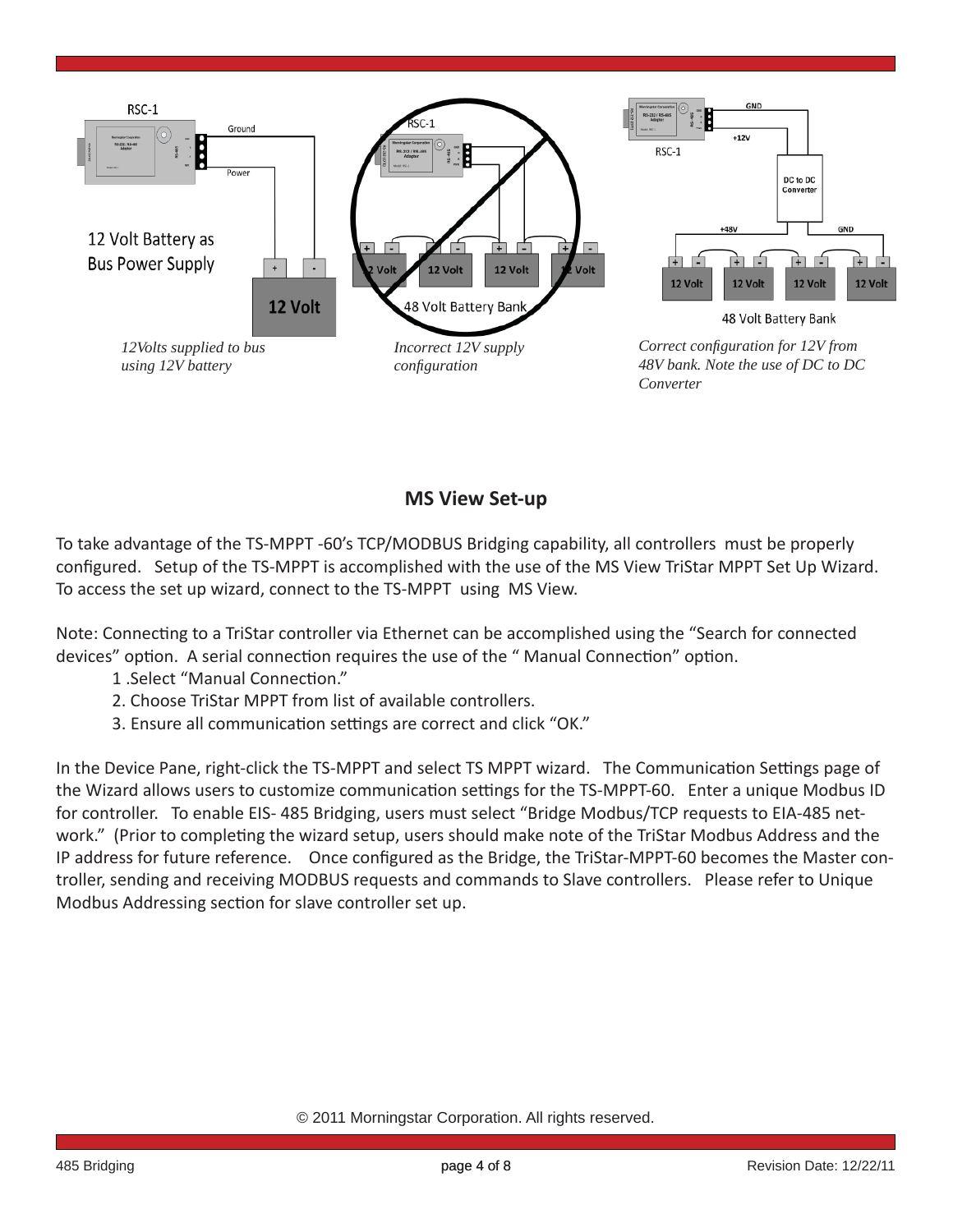12Volts supplied to bus using 12V battery

Incorrect 12V supply configuration

Correct configuration for 12V from 48V bank. Note the use of DC to DC Converter

## MS View Set-up

To take advantage of the TS-MPPT -60's TCP/MODBUS Bridging capability, all controllers must be properly configured. Setup of the TS-MPPT is accomplished with the use of the MS View TriStar MPPT Set Up Wizard. To access the set up wizard, connect to the TS-MPPT using MS View.

Note: Connecting to a TriStar controller via Ethernet can be accomplished using the "Search for connected devices" option. A serial connection requires the use of the " Manual Connection" option.

1 .Select "Manual Connection."
2. Choose TriStar MPPT from list of available controllers.
3. Ensure all communication settings are correct and click "OK."

In the Device Pane, right-click the TS-MPPT and select TS MPPT wizard. The Communication Settings page of the Wizard allows users to customize communication settings for the TS-MPPT-60. Enter a unique Modbus ID for controller. To enable EIS- 485 Bridging, users must select "Bridge Modbus/TCP requests to EIA-485 network." (Prior to completing the wizard setup, users should make note of the TriStar Modbus Address and the IP address for future reference. Once configured as the Bridge, the TriStar-MPPT-60 becomes the Master controller, sending and receiving MODBUS requests and commands to Slave controllers. Please refer to Unique Modbus Addressing section for slave controller set up.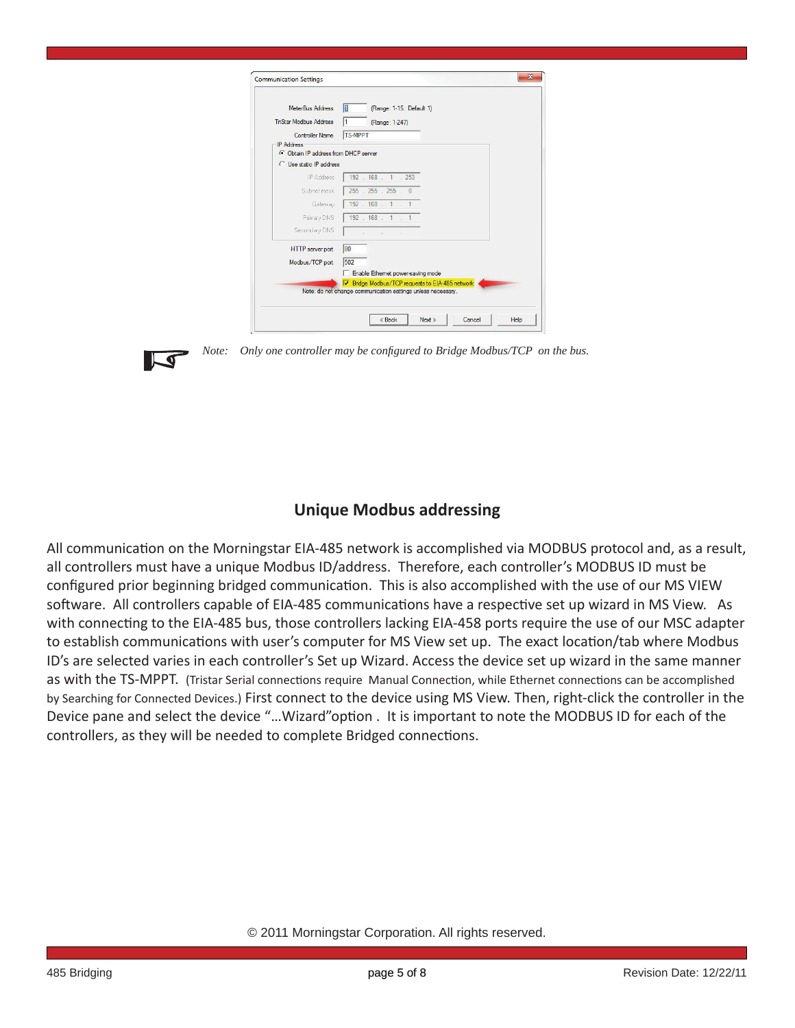*Note: Only one controller may be configured to Bridge Modbus/TCP on the bus.*

## Unique Modbus addressing

All communication on the Morningstar EIA-485 network is accomplished via MODBUS protocol and, as a result, all controllers must have a unique Modbus ID/address. Therefore, each controller's MODBUS ID must be configured prior beginning bridged communication. This is also accomplished with the use of our MS VIEW software. All controllers capable of EIA-485 communications have a respective set up wizard in MS View. As with connecting to the EIA-485 bus, those controllers lacking EIA-458 ports require the use of our MSC adapter to establish communications with user's computer for MS View set up. The exact location/tab where Modbus ID's are selected varies in each controller's Set up Wizard. Access the device set up wizard in the same manner as with the TS-MPPT. (Tristar Serial connections require Manual Connection, while Ethernet connections can be accomplished by Searching for Connected Devices.) First connect to the device using MS View. Then, right-click the controller in the Device pane and select the device "…Wizard"option . It is important to note the MODBUS ID for each of the controllers, as they will be needed to complete Bridged connections.

© 2011 Morningstar Corporation. All rights reserved.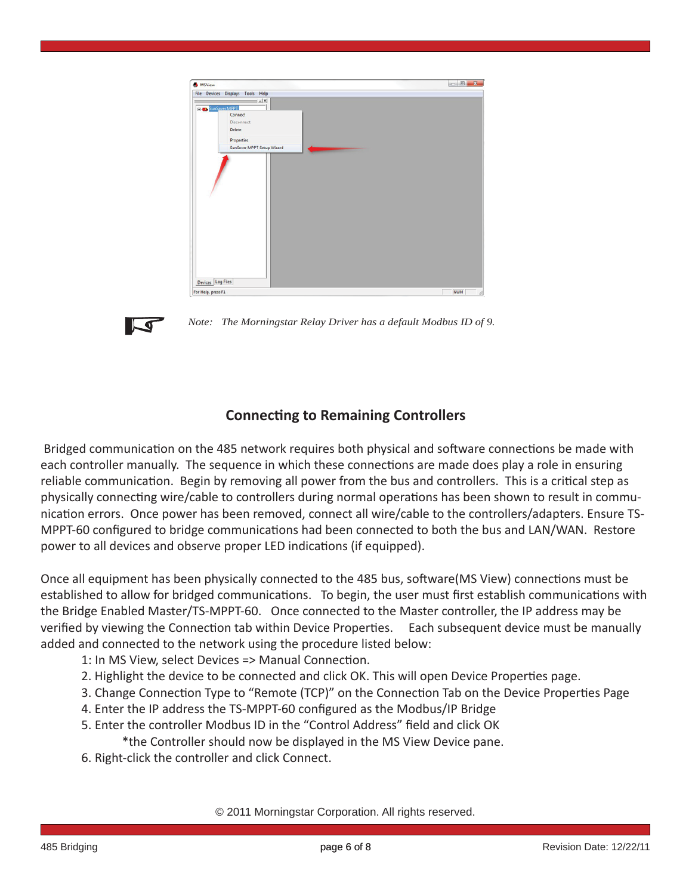*Note: The Morningstar Relay Driver has a default Modbus ID of 9.*

## Connecting to Remaining Controllers

Bridged communication on the 485 network requires both physical and software connections be made with each controller manually. The sequence in which these connections are made does play a role in ensuring reliable communication. Begin by removing all power from the bus and controllers. This is a critical step as physically connecting wire/cable to controllers during normal operations has been shown to result in communication errors. Once power has been removed, connect all wire/cable to the controllers/adapters. Ensure TS-MPPT-60 configured to bridge communications had been connected to both the bus and LAN/WAN. Restore power to all devices and observe proper LED indications (if equipped).

Once all equipment has been physically connected to the 485 bus, software(MS View) connections must be established to allow for bridged communications. To begin, the user must first establish communications with the Bridge Enabled Master/TS-MPPT-60. Once connected to the Master controller, the IP address may be verified by viewing the Connection tab within Device Properties. Each subsequent device must be manually added and connected to the network using the procedure listed below:

1: In MS View, select Devices => Manual Connection.
2. Highlight the device to be connected and click OK. This will open Device Properties page.
3. Change Connection Type to "Remote (TCP)" on the Connection Tab on the Device Properties Page
4. Enter the IP address the TS-MPPT-60 configured as the Modbus/IP Bridge
5. Enter the controller Modbus ID in the "Control Address" field and click OK
   *the Controller should now be displayed in the MS View Device pane.
6. Right-click the controller and click Connect.

© 2011 Morningstar Corporation. All rights reserved.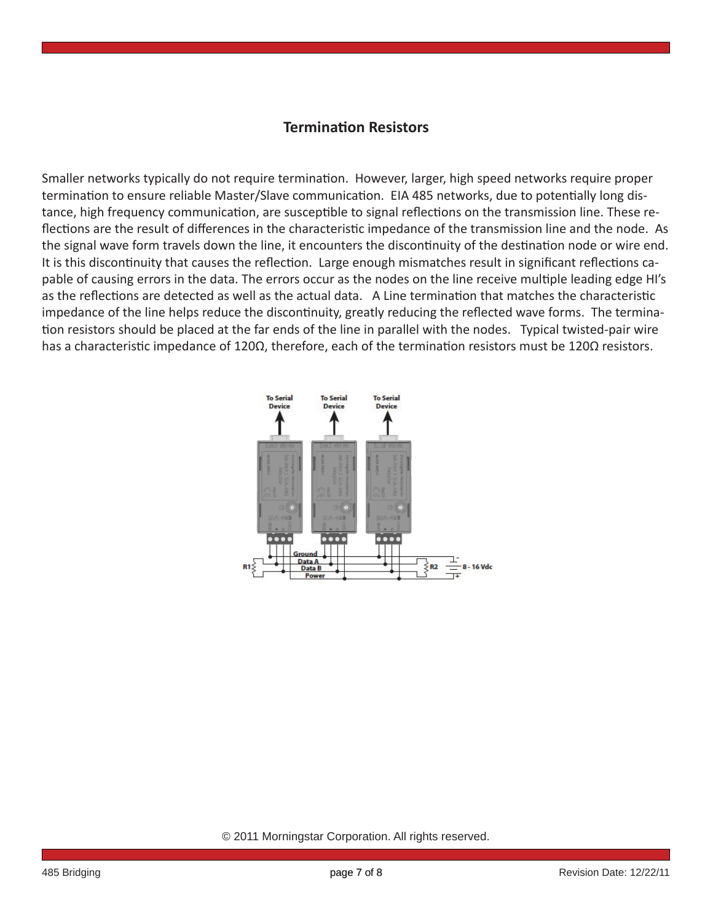## Termination Resistors

Smaller networks typically do not require termination. However, larger, high speed networks require proper termination to ensure reliable Master/Slave communication. EIA 485 networks, due to potentially long distance, high frequency communication, are susceptible to signal reflections on the transmission line. These reflections are the result of differences in the characteristic impedance of the transmission line and the node. As the signal wave form travels down the line, it encounters the discontinuity of the destination node or wire end. It is this discontinuity that causes the reflection. Large enough mismatches result in significant reflections capable of causing errors in the data. The errors occur as the nodes on the line receive multiple leading edge HI's as the reflections are detected as well as the actual data. A Line termination that matches the characteristic impedance of the line helps reduce the discontinuity, greatly reducing the reflected wave forms. The termination resistors should be placed at the far ends of the line in parallel with the nodes. Typical twisted-pair wire has a characteristic impedance of 120Ω, therefore, each of the termination resistors must be 120Ω resistors.

© 2011 Morningstar Corporation. All rights reserved.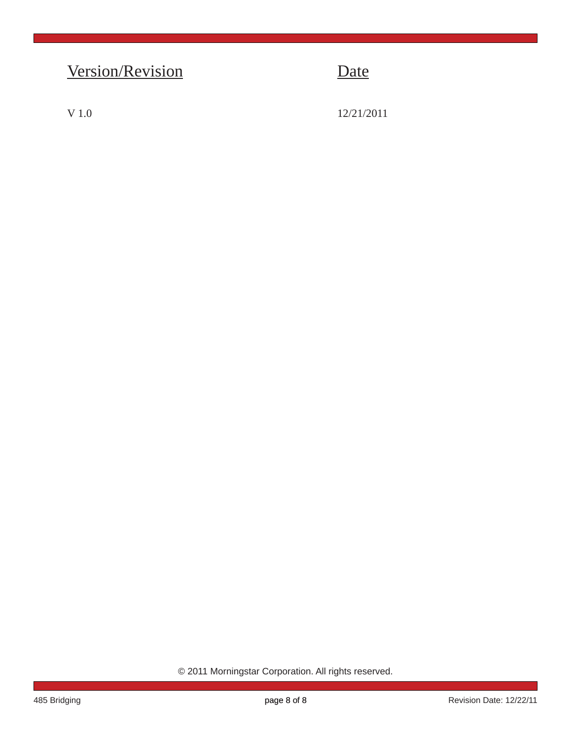| Version/Revision | Date |
| --- | --- |
| V 1.0 | 12/21/2011 |

© 2011 Morningstar Corporation. All rights reserved.